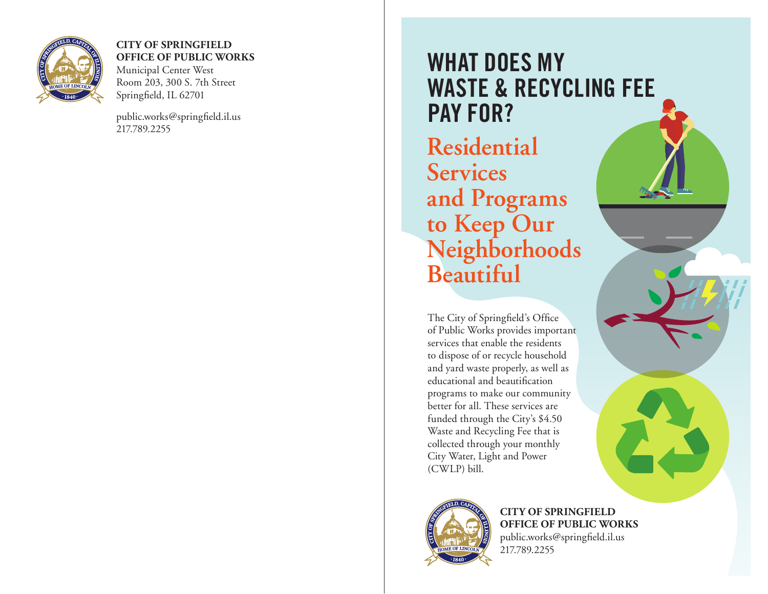**CITY OF SPRINGFIELD**
**OFFICE OF PUBLIC WORKS**
Municipal Center West
Room 203, 300 S. 7th Street
Springfield, IL 62701

public.works@springfield.il.us
217.789.2255

# WHAT DOES MY WASTE & RECYCLING FEE PAY FOR?

## Residential Services and Programs to Keep Our Neighborhoods Beautiful

The City of Springfield's Office of Public Works provides important services that enable the residents to dispose of or recycle household and yard waste properly, as well as educational and beautification programs to make our community better for all. These services are funded through the City's $4.50 Waste and Recycling Fee that is collected through your monthly City Water, Light and Power (CWLP) bill.

**CITY OF SPRINGFIELD**
**OFFICE OF PUBLIC WORKS**
public.works@springfield.il.us
217.789.2255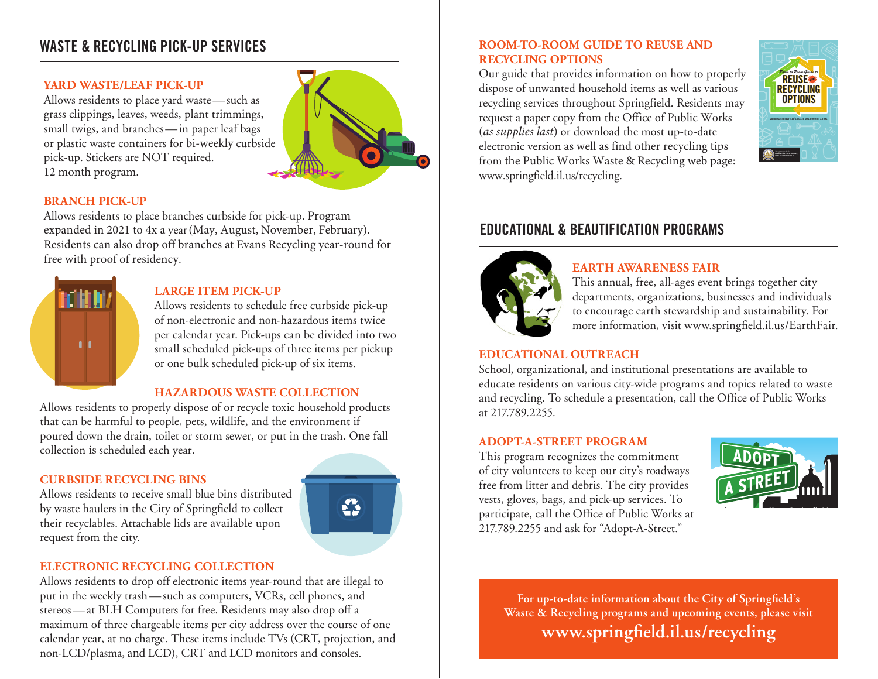## WASTE & RECYCLING PICK-UP SERVICES

### YARD WASTE/LEAF PICK-UP

Allows residents to place yard waste—such as grass clippings, leaves, weeds, plant trimmings, small twigs, and branches—in paper leaf bags or plastic waste containers for bi-weekly curbside pick-up. Stickers are NOT required. 12 month program.

### BRANCH PICK-UP

Allows residents to place branches curbside for pick-up. Program expanded in 2021 to 4x a year (May, August, November, February). Residents can also drop off branches at Evans Recycling year-round for free with proof of residency.

### LARGE ITEM PICK-UP

Allows residents to schedule free curbside pick-up of non-electronic and non-hazardous items twice per calendar year. Pick-ups can be divided into two small scheduled pick-ups of three items per pickup or one bulk scheduled pick-up of six items.

### HAZARDOUS WASTE COLLECTION

Allows residents to properly dispose of or recycle toxic household products that can be harmful to people, pets, wildlife, and the environment if poured down the drain, toilet or storm sewer, or put in the trash. One fall collection is scheduled each year.

### CURBSIDE RECYCLING BINS

Allows residents to receive small blue bins distributed by waste haulers in the City of Springfield to collect their recyclables. Attachable lids are available upon request from the city.

### ELECTRONIC RECYCLING COLLECTION

Allows residents to drop off electronic items year-round that are illegal to put in the weekly trash—such as computers, VCRs, cell phones, and stereos—at BLH Computers for free. Residents may also drop off a maximum of three chargeable items per city address over the course of one calendar year, at no charge. These items include TVs (CRT, projection, and non-LCD/plasma, and LCD), CRT and LCD monitors and consoles.

### ROOM-TO-ROOM GUIDE TO REUSE AND RECYCLING OPTIONS

Our guide that provides information on how to properly dispose of unwanted household items as well as various recycling services throughout Springfield. Residents may request a paper copy from the Office of Public Works (*as supplies last*) or download the most up-to-date electronic version as well as find other recycling tips from the Public Works Waste & Recycling web page: www.springfield.il.us/recycling.

## EDUCATIONAL & BEAUTIFICATION PROGRAMS

### EARTH AWARENESS FAIR

This annual, free, all-ages event brings together city departments, organizations, businesses and individuals to encourage earth stewardship and sustainability. For more information, visit www.springfield.il.us/EarthFair.

### EDUCATIONAL OUTREACH

School, organizational, and institutional presentations are available to educate residents on various city-wide programs and topics related to waste and recycling. To schedule a presentation, call the Office of Public Works at 217.789.2255.

### ADOPT-A-STREET PROGRAM

This program recognizes the commitment of city volunteers to keep our city's roadways free from litter and debris. The city provides vests, gloves, bags, and pick-up services. To participate, call the Office of Public Works at 217.789.2255 and ask for "Adopt-A-Street."

**For up-to-date information about the City of Springfield's Waste & Recycling programs and upcoming events, please visit**

**www.springfield.il.us/recycling**